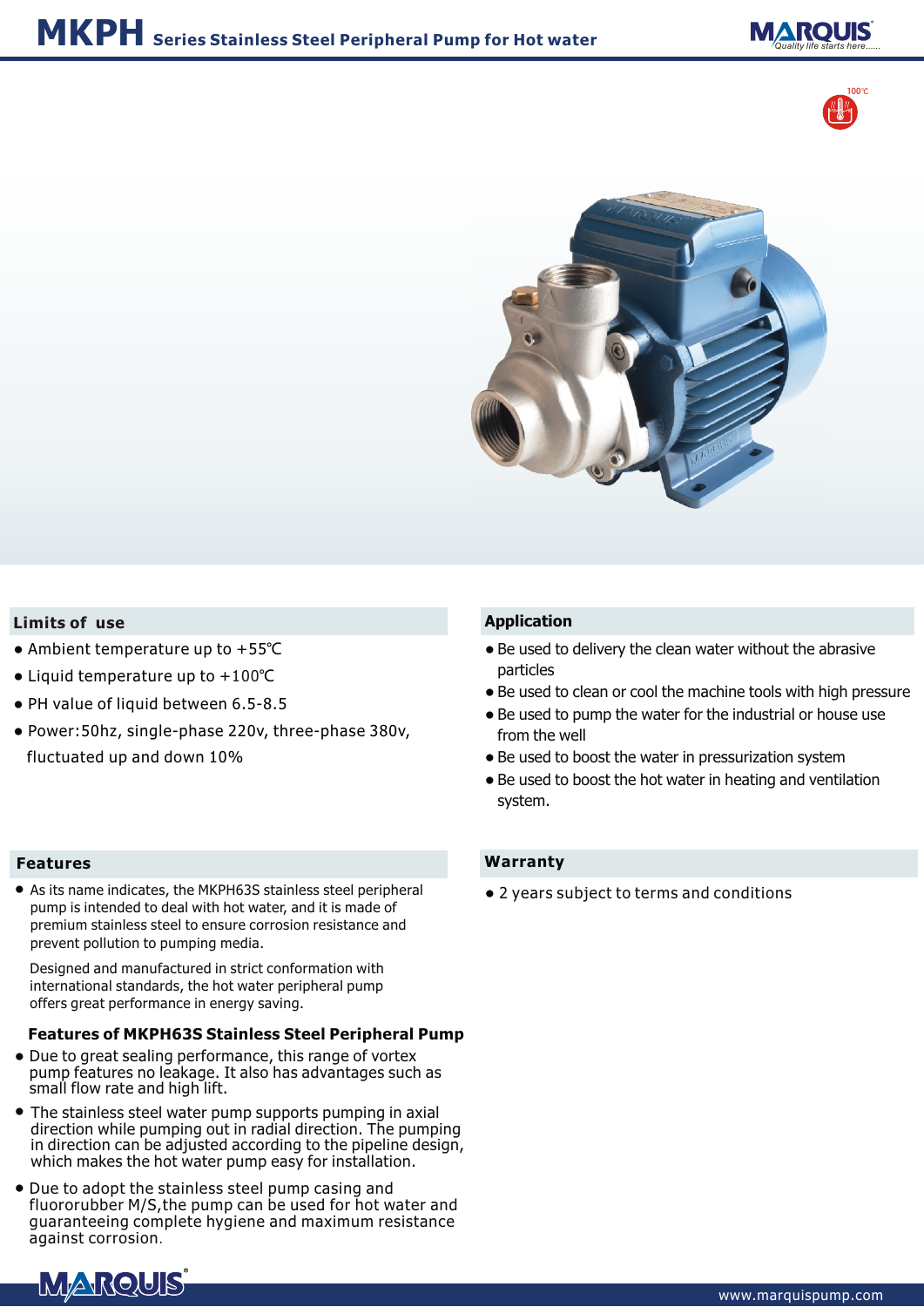# MKPH Series Stainless Steel Peripheral Pump for Hot water

100℃

## Limits of use

- Ambient temperature up to +55℃
- Liquid temperature up to +100℃
- PH value of liquid between 6.5-8.5
- Power:50hz, single-phase 220v, three-phase 380v, fluctuated up and down 10%

## Application

- Be used to delivery the clean water without the abrasive particles
- Be used to clean or cool the machine tools with high pressure
- Be used to pump the water for the industrial or house use from the well
- Be used to boost the water in pressurization system
- Be used to boost the hot water in heating and ventilation system.

## Features

- As its name indicates, the MKPH63S stainless steel peripheral pump is intended to deal with hot water, and it is made of premium stainless steel to ensure corrosion resistance and prevent pollution to pumping media.

  Designed and manufactured in strict conformation with international standards, the hot water peripheral pump offers great performance in energy saving.

### Features of MKPH63S Stainless Steel Peripheral Pump

- Due to great sealing performance, this range of vortex pump features no leakage. It also has advantages such as small flow rate and high lift.
- The stainless steel water pump supports pumping in axial direction while pumping out in radial direction. The pumping in direction can be adjusted according to the pipeline design, which makes the hot water pump easy for installation.
- Due to adopt the stainless steel pump casing and fluororubber M/S,the pump can be used for hot water and guaranteeing complete hygiene and maximum resistance against corrosion.

## Warranty

- 2 years subject to terms and conditions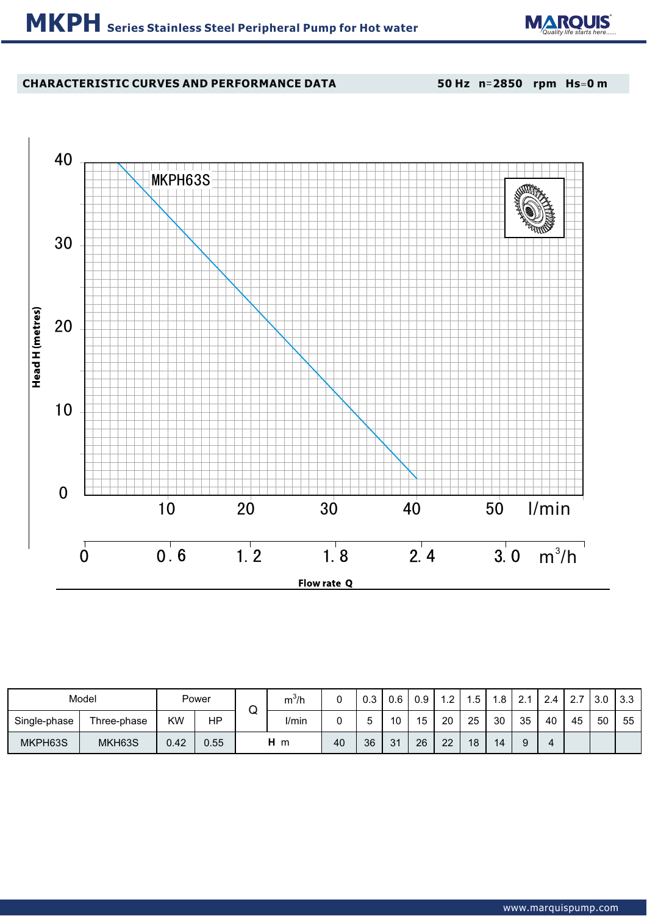# MKPH Series Stainless Steel Peripheral Pump for Hot water

**CHARACTERISTIC CURVES AND PERFORMANCE DATA** 50 Hz n=2850 rpm Hs=0 m

| Model | | Power | | Q | $m^3/h$ | 0 | 0.3 | 0.6 | 0.9 | 1.2 | 1.5 | 1.8 | 2.1 | 2.4 | 2.7 | 3.0 | 3.3 |
|---|---|---|---|---|---|---|---|---|---|---|---|---|---|---|---|---|---|
| Single-phase | Three-phase | KW | HP | | l/min | 0 | 5 | 10 | 15 | 20 | 25 | 30 | 35 | 40 | 45 | 50 | 55 |
| MKPH63S | MKH63S | 0.42 | 0.55 | **H** m | | 40 | 36 | 31 | 26 | 22 | 18 | 14 | 9 | 4 | | | |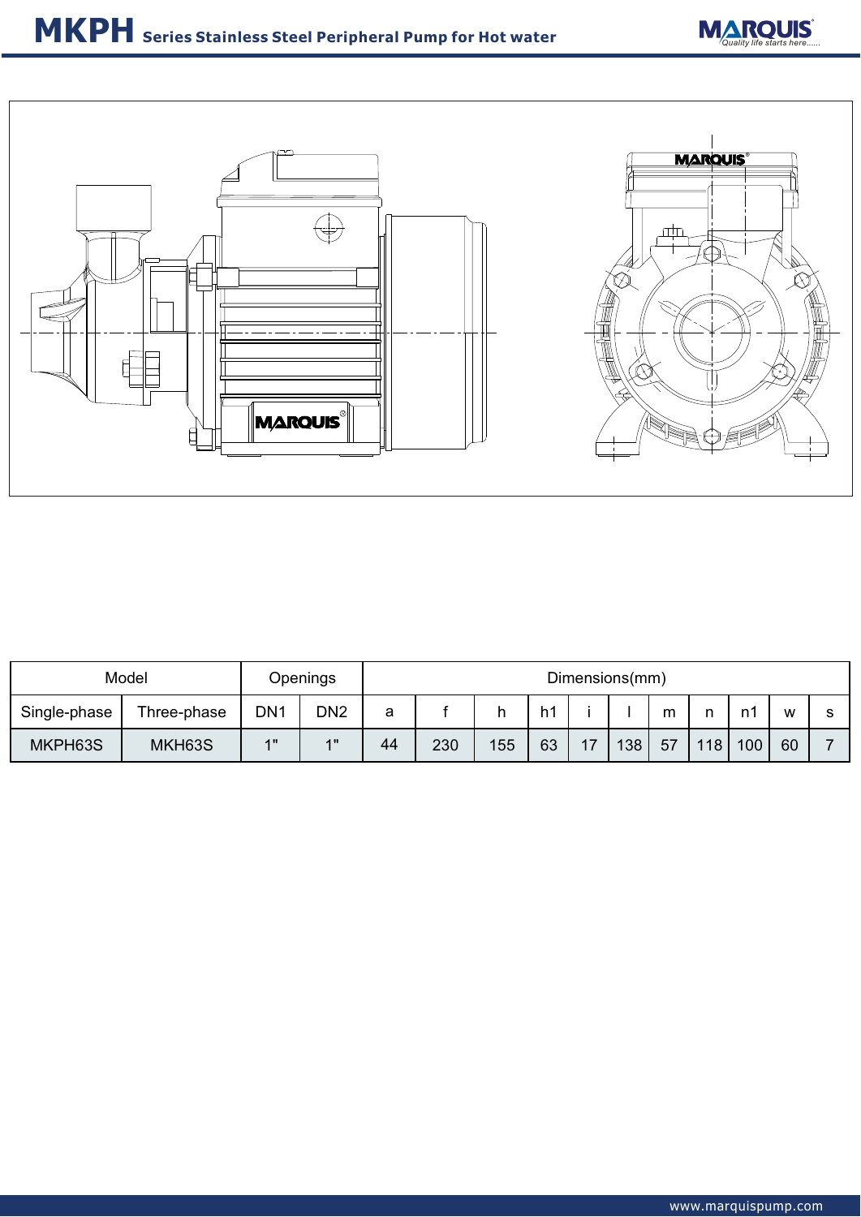# MKPH Series Stainless Steel Peripheral Pump for Hot water

| Model | | Openings | | Dimensions(mm) | | | | | | | | | | |
|---|---|---|---|---|---|---|---|---|---|---|---|---|---|---|
| Single-phase | Three-phase | DN1 | DN2 | a | f | h | h1 | i | l | m | n | n1 | w | s |
| MKPH63S | MKH63S | 1" | 1" | 44 | 230 | 155 | 63 | 17 | 138 | 57 | 118 | 100 | 60 | 7 |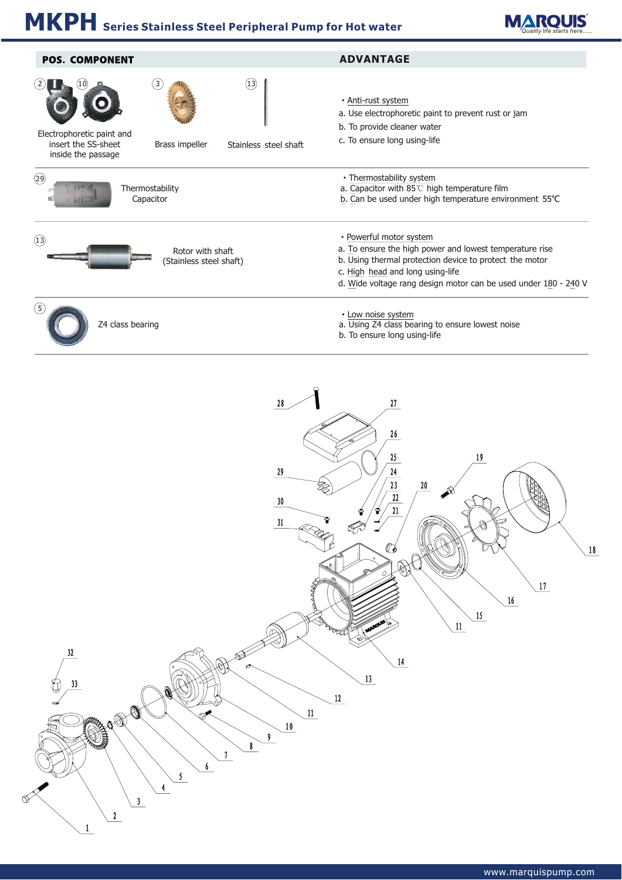# MKPH Series Stainless Steel Peripheral Pump for Hot water

| POS. COMPONENT | ADVANTAGE |
| --- | --- |
| (2) (10) Electrophoretic paint and insert the SS-sheet inside the passage; (3) Brass impeller; (13) Stainless steel shaft | • Anti-rust system<br>a. Use electrophoretic paint to prevent rust or jam<br>b. To provide cleaner water<br>c. To ensure long using-life |
| (29) Thermostability Capacitor | • Thermostability system<br>a. Capacitor with 85℃ high temperature film<br>b. Can be used under high temperature environment 55℃ |
| (13) Rotor with shaft (Stainless steel shaft) | • Powerful motor system<br>a. To ensure the high power and lowest temperature rise<br>b. Using thermal protection device to protect the motor<br>c. High head and long using-life<br>d. Wide voltage rang design motor can be used under 180 - 240 V |
| (5) Z4 class bearing | • Low noise system<br>a. Using Z4 class bearing to ensure lowest noise<br>b. To ensure long using-life |

28 27 26 25 24 23 22 21 20 19 29 30 31 18 17 16 15 11 14 13 12 11 10 9 8 7 6 5 4 3 2 1 32 33